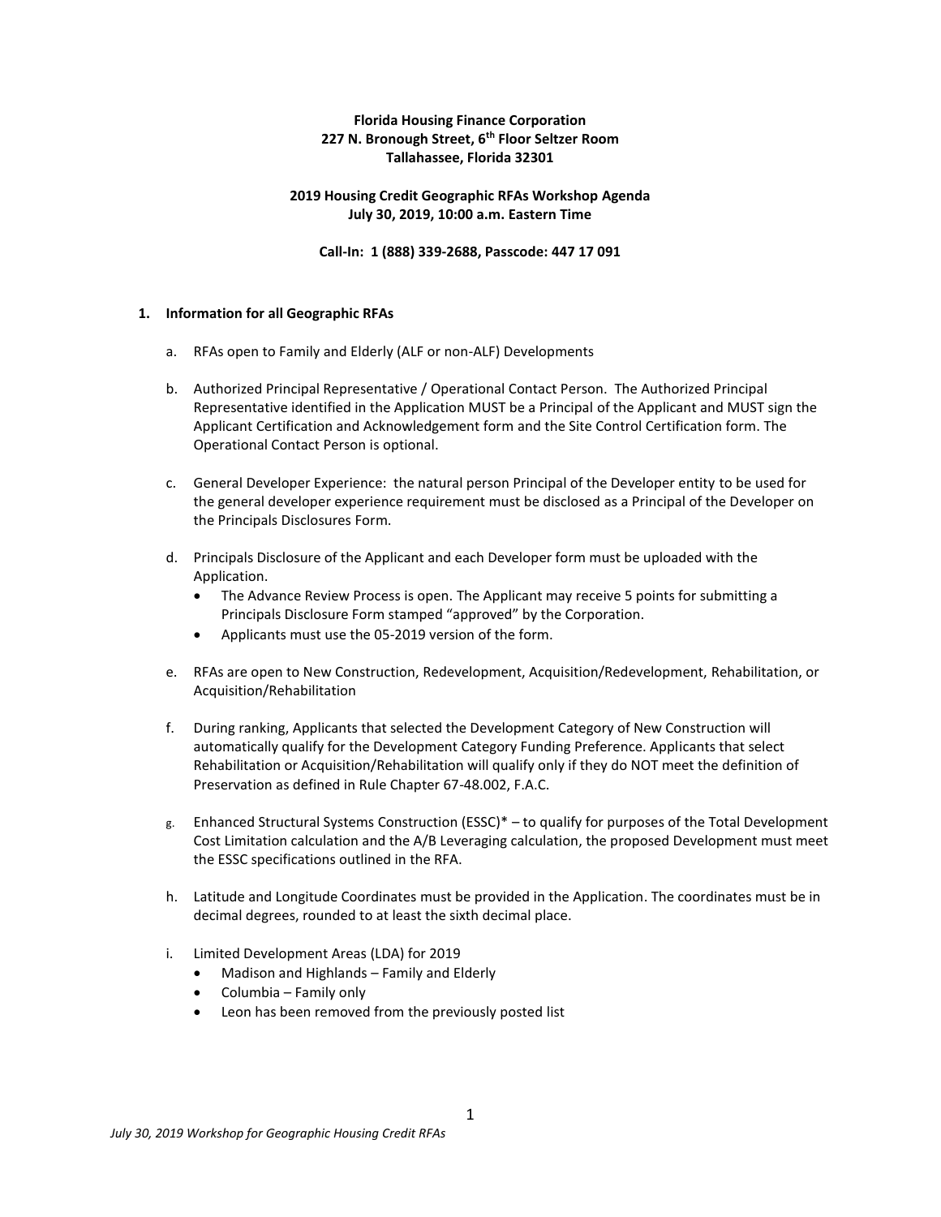**Florida Housing Finance Corporation**
**227 N. Bronough Street, 6th Floor Seltzer Room**
**Tallahassee, Florida 32301**

**2019 Housing Credit Geographic RFAs Workshop Agenda**
**July 30, 2019, 10:00 a.m. Eastern Time**

**Call-In: 1 (888) 339-2688, Passcode: 447 17 091**

**1. Information for all Geographic RFAs**

a. RFAs open to Family and Elderly (ALF or non-ALF) Developments

b. Authorized Principal Representative / Operational Contact Person. The Authorized Principal Representative identified in the Application MUST be a Principal of the Applicant and MUST sign the Applicant Certification and Acknowledgement form and the Site Control Certification form. The Operational Contact Person is optional.

c. General Developer Experience: the natural person Principal of the Developer entity to be used for the general developer experience requirement must be disclosed as a Principal of the Developer on the Principals Disclosures Form.

d. Principals Disclosure of the Applicant and each Developer form must be uploaded with the Application.
   - The Advance Review Process is open. The Applicant may receive 5 points for submitting a Principals Disclosure Form stamped "approved" by the Corporation.
   - Applicants must use the 05-2019 version of the form.

e. RFAs are open to New Construction, Redevelopment, Acquisition/Redevelopment, Rehabilitation, or Acquisition/Rehabilitation

f. During ranking, Applicants that selected the Development Category of New Construction will automatically qualify for the Development Category Funding Preference. Applicants that select Rehabilitation or Acquisition/Rehabilitation will qualify only if they do NOT meet the definition of Preservation as defined in Rule Chapter 67-48.002, F.A.C.

g. Enhanced Structural Systems Construction (ESSC)* – to qualify for purposes of the Total Development Cost Limitation calculation and the A/B Leveraging calculation, the proposed Development must meet the ESSC specifications outlined in the RFA.

h. Latitude and Longitude Coordinates must be provided in the Application. The coordinates must be in decimal degrees, rounded to at least the sixth decimal place.

i. Limited Development Areas (LDA) for 2019
   - Madison and Highlands – Family and Elderly
   - Columbia – Family only
   - Leon has been removed from the previously posted list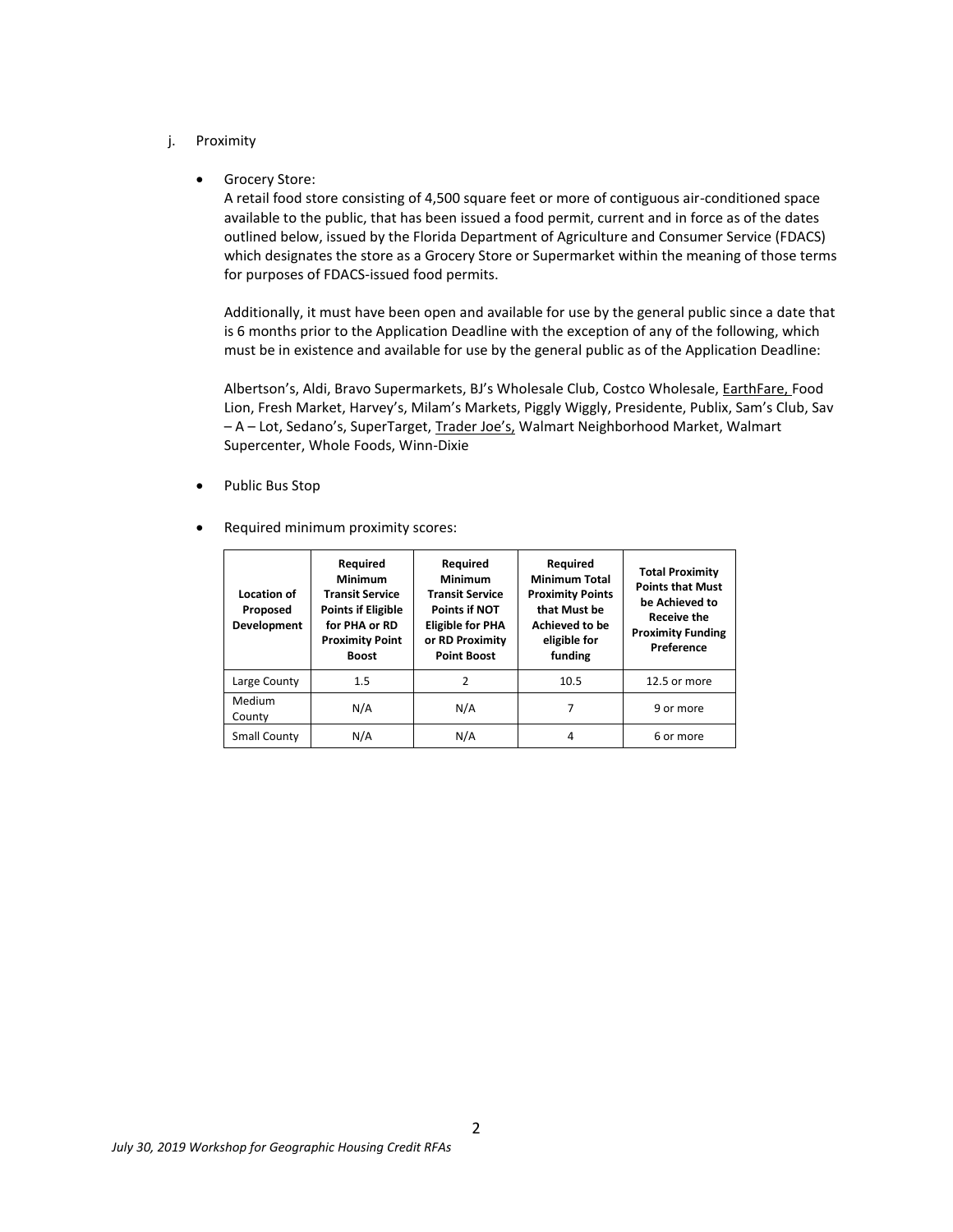j. Proximity

- Grocery Store:
  A retail food store consisting of 4,500 square feet or more of contiguous air-conditioned space available to the public, that has been issued a food permit, current and in force as of the dates outlined below, issued by the Florida Department of Agriculture and Consumer Service (FDACS) which designates the store as a Grocery Store or Supermarket within the meaning of those terms for purposes of FDACS-issued food permits.

  Additionally, it must have been open and available for use by the general public since a date that is 6 months prior to the Application Deadline with the exception of any of the following, which must be in existence and available for use by the general public as of the Application Deadline:

  Albertson's, Aldi, Bravo Supermarkets, BJ's Wholesale Club, Costco Wholesale, <u>EarthFare,</u> Food Lion, Fresh Market, Harvey's, Milam's Markets, Piggly Wiggly, Presidente, Publix, Sam's Club, Sav – A – Lot, Sedano's, SuperTarget, <u>Trader Joe's,</u> Walmart Neighborhood Market, Walmart Supercenter, Whole Foods, Winn-Dixie

- Public Bus Stop

- Required minimum proximity scores:

| Location of Proposed Development | Required Minimum Transit Service Points if Eligible for PHA or RD Proximity Point Boost | Required Minimum Transit Service Points if NOT Eligible for PHA or RD Proximity Point Boost | Required Minimum Total Proximity Points that Must be Achieved to be eligible for funding | Total Proximity Points that Must be Achieved to Receive the Proximity Funding Preference |
|---|---|---|---|---|
| Large County | 1.5 | 2 | 10.5 | 12.5 or more |
| Medium County | N/A | N/A | 7 | 9 or more |
| Small County | N/A | N/A | 4 | 6 or more |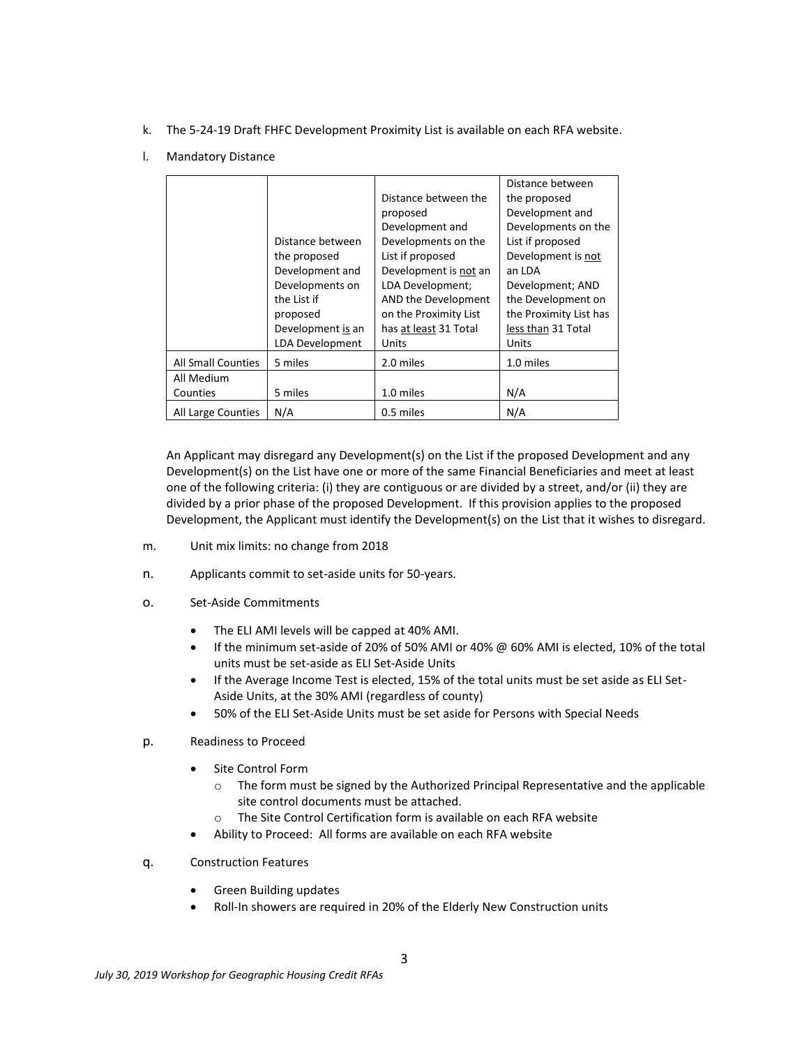k. The 5-24-19 Draft FHFC Development Proximity List is available on each RFA website.

l. Mandatory Distance

| | Distance between the proposed Development and Developments on the List if proposed Development is an LDA Development | Distance between the proposed Development and Developments on the List if proposed Development is not an LDA Development; AND the Development on the Proximity List has at least 31 Total Units | Distance between the proposed Development and Developments on the List if proposed Development is not an LDA Development; AND the Development on the Proximity List has less than 31 Total Units |
|---|---|---|---|
| All Small Counties | 5 miles | 2.0 miles | 1.0 miles |
| All Medium Counties | 5 miles | 1.0 miles | N/A |
| All Large Counties | N/A | 0.5 miles | N/A |

An Applicant may disregard any Development(s) on the List if the proposed Development and any Development(s) on the List have one or more of the same Financial Beneficiaries and meet at least one of the following criteria: (i) they are contiguous or are divided by a street, and/or (ii) they are divided by a prior phase of the proposed Development. If this provision applies to the proposed Development, the Applicant must identify the Development(s) on the List that it wishes to disregard.

m. Unit mix limits: no change from 2018

n. Applicants commit to set-aside units for 50-years.

o. Set-Aside Commitments

- The ELI AMI levels will be capped at 40% AMI.
- If the minimum set-aside of 20% of 50% AMI or 40% @ 60% AMI is elected, 10% of the total units must be set-aside as ELI Set-Aside Units
- If the Average Income Test is elected, 15% of the total units must be set aside as ELI Set-Aside Units, at the 30% AMI (regardless of county)
- 50% of the ELI Set-Aside Units must be set aside for Persons with Special Needs

p. Readiness to Proceed

- Site Control Form
  - The form must be signed by the Authorized Principal Representative and the applicable site control documents must be attached.
  - The Site Control Certification form is available on each RFA website
- Ability to Proceed: All forms are available on each RFA website

q. Construction Features

- Green Building updates
- Roll-In showers are required in 20% of the Elderly New Construction units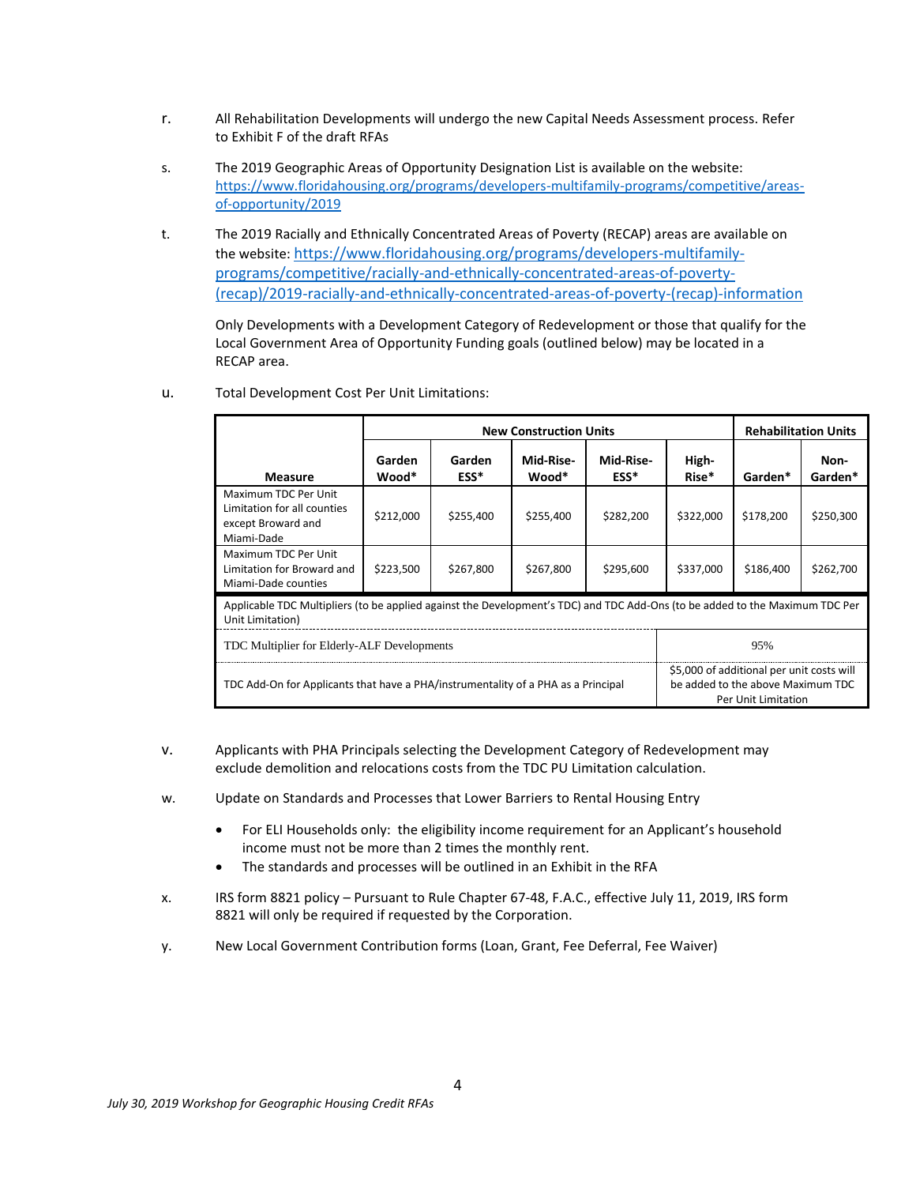r. All Rehabilitation Developments will undergo the new Capital Needs Assessment process. Refer to Exhibit F of the draft RFAs

s. The 2019 Geographic Areas of Opportunity Designation List is available on the website: https://www.floridahousing.org/programs/developers-multifamily-programs/competitive/areas-of-opportunity/2019

t. The 2019 Racially and Ethnically Concentrated Areas of Poverty (RECAP) areas are available on the website: https://www.floridahousing.org/programs/developers-multifamily-programs/competitive/racially-and-ethnically-concentrated-areas-of-poverty-(recap)/2019-racially-and-ethnically-concentrated-areas-of-poverty-(recap)-information

Only Developments with a Development Category of Redevelopment or those that qualify for the Local Government Area of Opportunity Funding goals (outlined below) may be located in a RECAP area.

u. Total Development Cost Per Unit Limitations:

| | New Construction Units | | | | | Rehabilitation Units | |
|---|---|---|---|---|---|---|---|
| **Measure** | **Garden Wood*** | **Garden ESS*** | **Mid-Rise-Wood*** | **Mid-Rise-ESS*** | **High-Rise*** | **Garden*** | **Non-Garden*** |
| Maximum TDC Per Unit Limitation for all counties except Broward and Miami-Dade | $212,000 | $255,400 | $255,400 | $282,200 | $322,000 | $178,200 | $250,300 |
| Maximum TDC Per Unit Limitation for Broward and Miami-Dade counties | $223,500 | $267,800 | $267,800 | $295,600 | $337,000 | $186,400 | $262,700 |

| Applicable TDC Multipliers (to be applied against the Development's TDC) and TDC Add-Ons (to be added to the Maximum TDC Per Unit Limitation) | |
|---|---|
| TDC Multiplier for Elderly-ALF Developments | 95% |
| TDC Add-On for Applicants that have a PHA/instrumentality of a PHA as a Principal | $5,000 of additional per unit costs will be added to the above Maximum TDC Per Unit Limitation |

v. Applicants with PHA Principals selecting the Development Category of Redevelopment may exclude demolition and relocations costs from the TDC PU Limitation calculation.

w. Update on Standards and Processes that Lower Barriers to Rental Housing Entry

- For ELI Households only: the eligibility income requirement for an Applicant's household income must not be more than 2 times the monthly rent.
- The standards and processes will be outlined in an Exhibit in the RFA

x. IRS form 8821 policy – Pursuant to Rule Chapter 67-48, F.A.C., effective July 11, 2019, IRS form 8821 will only be required if requested by the Corporation.

y. New Local Government Contribution forms (Loan, Grant, Fee Deferral, Fee Waiver)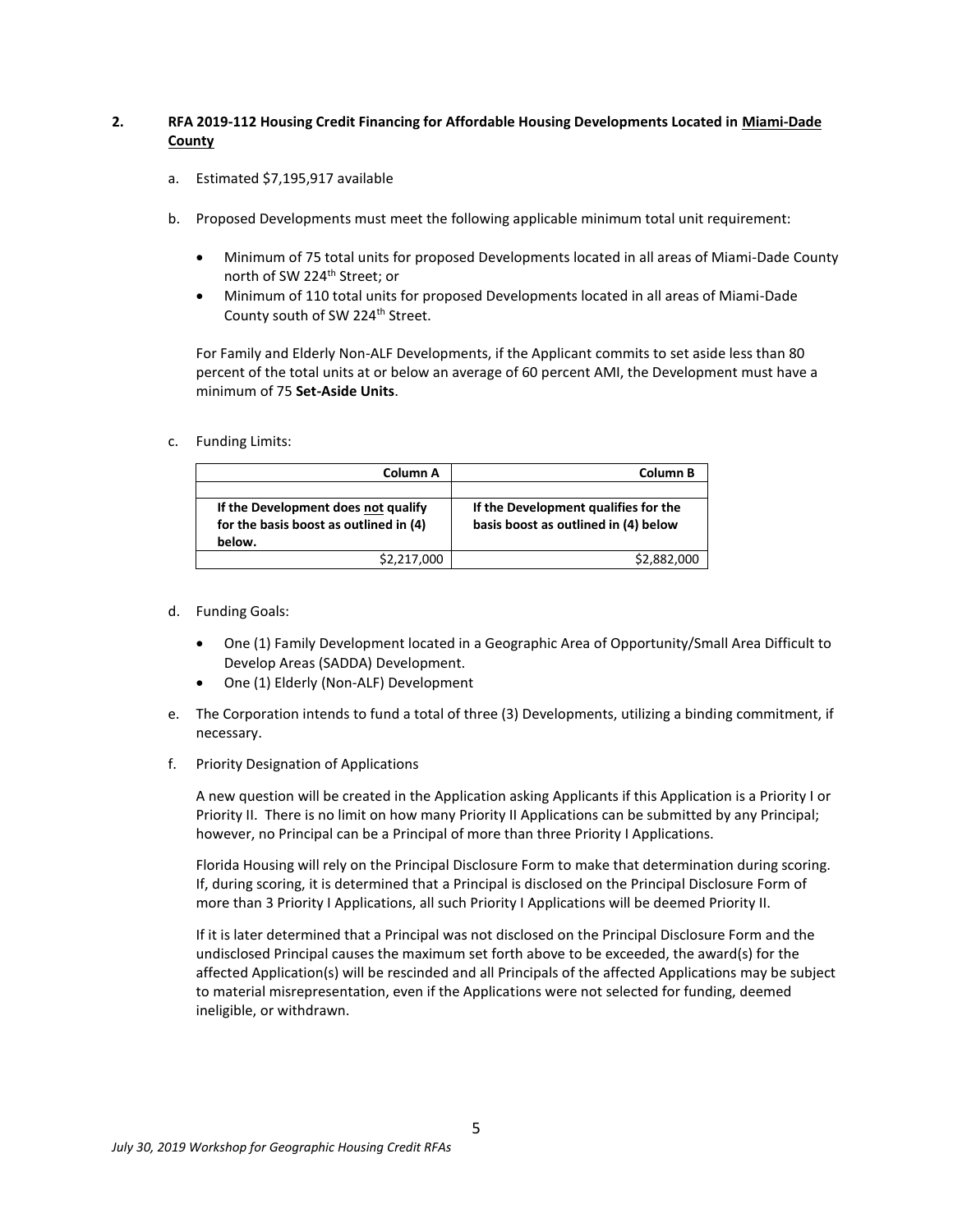**2. RFA 2019-112 Housing Credit Financing for Affordable Housing Developments Located in <u>Miami-Dade County</u>**

a. Estimated $7,195,917 available

b. Proposed Developments must meet the following applicable minimum total unit requirement:

- Minimum of 75 total units for proposed Developments located in all areas of Miami-Dade County north of SW 224th Street; or
- Minimum of 110 total units for proposed Developments located in all areas of Miami-Dade County south of SW 224th Street.

For Family and Elderly Non-ALF Developments, if the Applicant commits to set aside less than 80 percent of the total units at or below an average of 60 percent AMI, the Development must have a minimum of 75 **Set-Aside Units**.

c. Funding Limits:

| Column A | Column B |
|---|---|
| | |
| **If the Development does not qualify for the basis boost as outlined in (4) below.** | **If the Development qualifies for the basis boost as outlined in (4) below** |
| $2,217,000 | $2,882,000 |

d. Funding Goals:

- One (1) Family Development located in a Geographic Area of Opportunity/Small Area Difficult to Develop Areas (SADDA) Development.
- One (1) Elderly (Non-ALF) Development

e. The Corporation intends to fund a total of three (3) Developments, utilizing a binding commitment, if necessary.

f. Priority Designation of Applications

A new question will be created in the Application asking Applicants if this Application is a Priority I or Priority II. There is no limit on how many Priority II Applications can be submitted by any Principal; however, no Principal can be a Principal of more than three Priority I Applications.

Florida Housing will rely on the Principal Disclosure Form to make that determination during scoring. If, during scoring, it is determined that a Principal is disclosed on the Principal Disclosure Form of more than 3 Priority I Applications, all such Priority I Applications will be deemed Priority II.

If it is later determined that a Principal was not disclosed on the Principal Disclosure Form and the undisclosed Principal causes the maximum set forth above to be exceeded, the award(s) for the affected Application(s) will be rescinded and all Principals of the affected Applications may be subject to material misrepresentation, even if the Applications were not selected for funding, deemed ineligible, or withdrawn.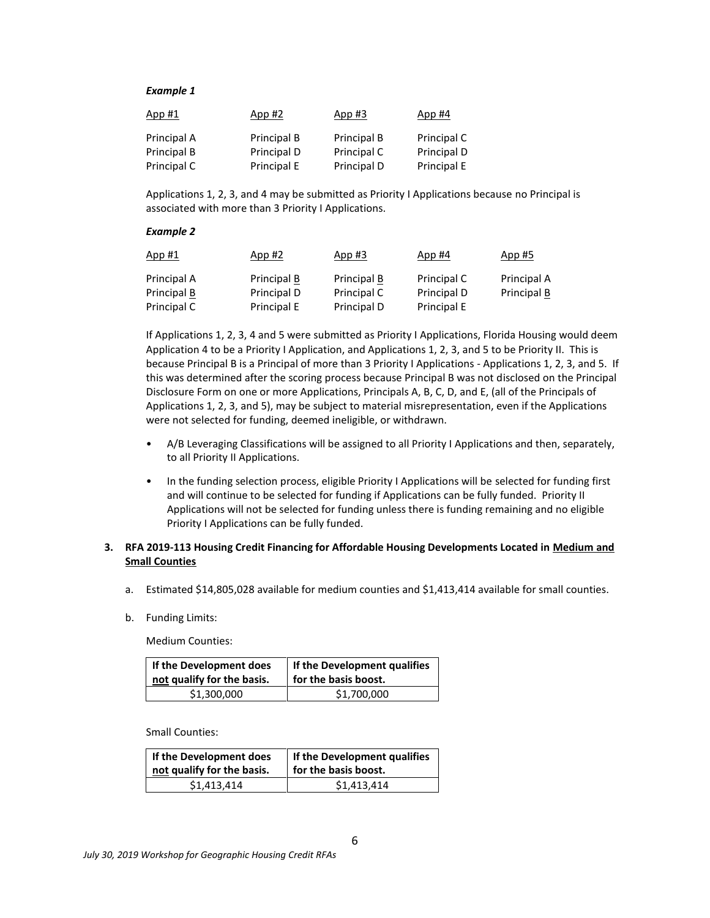***Example 1***

| App #1 | App #2 | App #3 | App #4 |
|---|---|---|---|
| Principal A | Principal B | Principal B | Principal C |
| Principal B | Principal D | Principal C | Principal D |
| Principal C | Principal E | Principal D | Principal E |

Applications 1, 2, 3, and 4 may be submitted as Priority I Applications because no Principal is associated with more than 3 Priority I Applications.

***Example 2***

| App #1 | App #2 | App #3 | App #4 | App #5 |
|---|---|---|---|---|
| Principal A | Principal B | Principal B | Principal C | Principal A |
| Principal B | Principal D | Principal C | Principal D | Principal B |
| Principal C | Principal E | Principal D | Principal E | |

If Applications 1, 2, 3, 4 and 5 were submitted as Priority I Applications, Florida Housing would deem Application 4 to be a Priority I Application, and Applications 1, 2, 3, and 5 to be Priority II. This is because Principal B is a Principal of more than 3 Priority I Applications - Applications 1, 2, 3, and 5. If this was determined after the scoring process because Principal B was not disclosed on the Principal Disclosure Form on one or more Applications, Principals A, B, C, D, and E, (all of the Principals of Applications 1, 2, 3, and 5), may be subject to material misrepresentation, even if the Applications were not selected for funding, deemed ineligible, or withdrawn.

- A/B Leveraging Classifications will be assigned to all Priority I Applications and then, separately, to all Priority II Applications.
- In the funding selection process, eligible Priority I Applications will be selected for funding first and will continue to be selected for funding if Applications can be fully funded. Priority II Applications will not be selected for funding unless there is funding remaining and no eligible Priority I Applications can be fully funded.

**3. RFA 2019-113 Housing Credit Financing for Affordable Housing Developments Located in Medium and Small Counties**

a. Estimated $14,805,028 available for medium counties and $1,413,414 available for small counties.

b. Funding Limits:

Medium Counties:

| If the Development does not qualify for the basis. | If the Development qualifies for the basis boost. |
|---|---|
| $1,300,000 | $1,700,000 |

Small Counties:

| If the Development does not qualify for the basis. | If the Development qualifies for the basis boost. |
|---|---|
| $1,413,414 | $1,413,414 |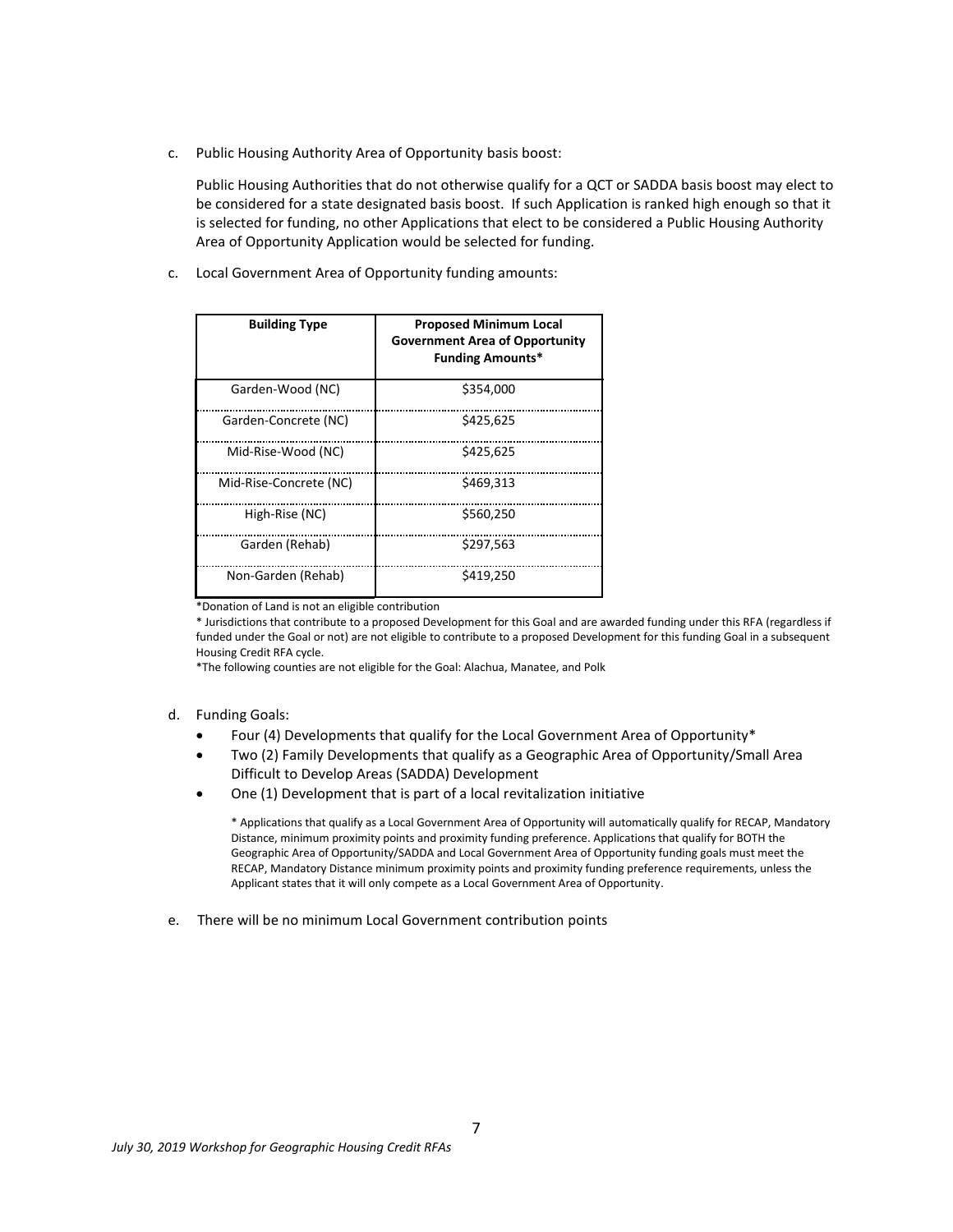c. Public Housing Authority Area of Opportunity basis boost:

Public Housing Authorities that do not otherwise qualify for a QCT or SADDA basis boost may elect to be considered for a state designated basis boost. If such Application is ranked high enough so that it is selected for funding, no other Applications that elect to be considered a Public Housing Authority Area of Opportunity Application would be selected for funding.

c. Local Government Area of Opportunity funding amounts:

| Building Type | Proposed Minimum Local Government Area of Opportunity Funding Amounts* |
|---|---|
| Garden-Wood (NC) | $354,000 |
| Garden-Concrete (NC) | $425,625 |
| Mid-Rise-Wood (NC) | $425,625 |
| Mid-Rise-Concrete (NC) | $469,313 |
| High-Rise (NC) | $560,250 |
| Garden (Rehab) | $297,563 |
| Non-Garden (Rehab) | $419,250 |

*Donation of Land is not an eligible contribution

* Jurisdictions that contribute to a proposed Development for this Goal and are awarded funding under this RFA (regardless if funded under the Goal or not) are not eligible to contribute to a proposed Development for this funding Goal in a subsequent Housing Credit RFA cycle.

*The following counties are not eligible for the Goal: Alachua, Manatee, and Polk

d. Funding Goals:

- Four (4) Developments that qualify for the Local Government Area of Opportunity*
- Two (2) Family Developments that qualify as a Geographic Area of Opportunity/Small Area Difficult to Develop Areas (SADDA) Development
- One (1) Development that is part of a local revitalization initiative

\* Applications that qualify as a Local Government Area of Opportunity will automatically qualify for RECAP, Mandatory Distance, minimum proximity points and proximity funding preference. Applications that qualify for BOTH the Geographic Area of Opportunity/SADDA and Local Government Area of Opportunity funding goals must meet the RECAP, Mandatory Distance minimum proximity points and proximity funding preference requirements, unless the Applicant states that it will only compete as a Local Government Area of Opportunity.

e. There will be no minimum Local Government contribution points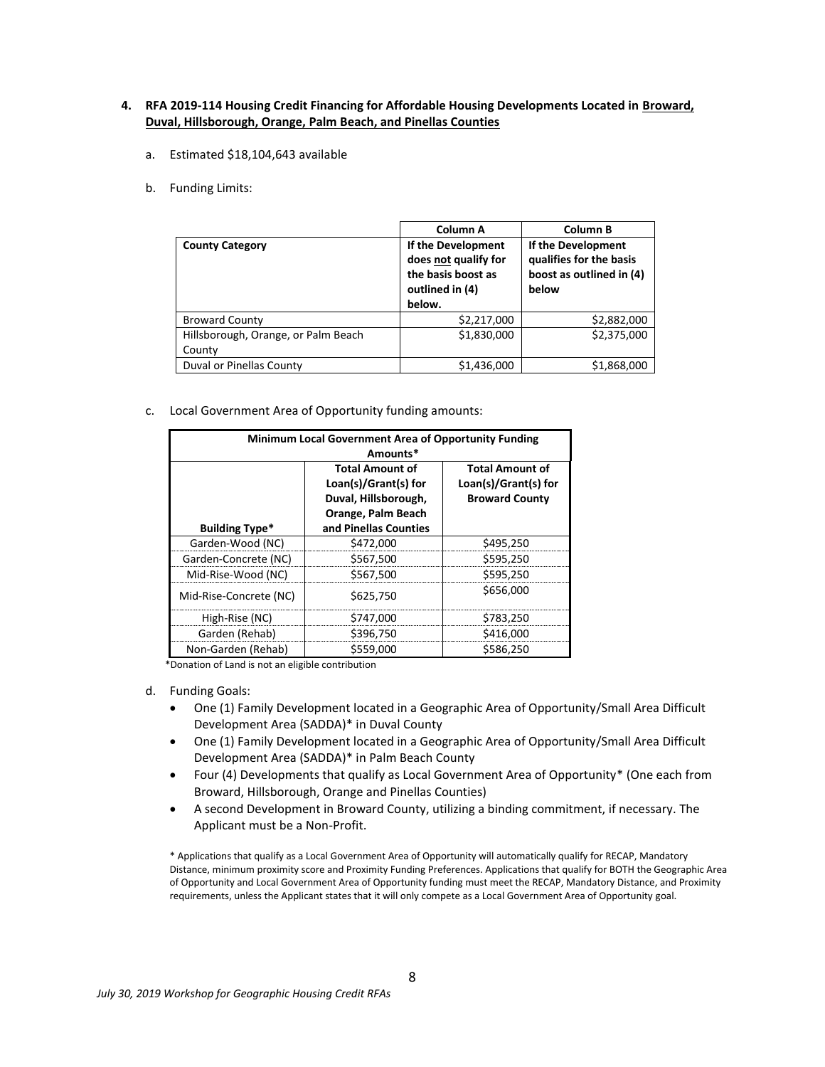**4. RFA 2019-114 Housing Credit Financing for Affordable Housing Developments Located in Broward, Duval, Hillsborough, Orange, Palm Beach, and Pinellas Counties**

a. Estimated $18,104,643 available

b. Funding Limits:

| County Category | Column A<br>If the Development does not qualify for the basis boost as outlined in (4) below. | Column B<br>If the Development qualifies for the basis boost as outlined in (4) below |
|---|---|---|
| Broward County | $2,217,000 | $2,882,000 |
| Hillsborough, Orange, or Palm Beach County | $1,830,000 | $2,375,000 |
| Duval or Pinellas County | $1,436,000 | $1,868,000 |

c. Local Government Area of Opportunity funding amounts:

| Minimum Local Government Area of Opportunity Funding Amounts* | | |
|---|---|---|
| **Building Type*** | **Total Amount of Loan(s)/Grant(s) for Duval, Hillsborough, Orange, Palm Beach and Pinellas Counties** | **Total Amount of Loan(s)/Grant(s) for Broward County** |
| Garden-Wood (NC) | $472,000 | $495,250 |
| Garden-Concrete (NC) | $567,500 | $595,250 |
| Mid-Rise-Wood (NC) | $567,500 | $595,250 |
| Mid-Rise-Concrete (NC) | $625,750 | $656,000 |
| High-Rise (NC) | $747,000 | $783,250 |
| Garden (Rehab) | $396,750 | $416,000 |
| Non-Garden (Rehab) | $559,000 | $586,250 |

*Donation of Land is not an eligible contribution

d. Funding Goals:

- One (1) Family Development located in a Geographic Area of Opportunity/Small Area Difficult Development Area (SADDA)* in Duval County
- One (1) Family Development located in a Geographic Area of Opportunity/Small Area Difficult Development Area (SADDA)* in Palm Beach County
- Four (4) Developments that qualify as Local Government Area of Opportunity* (One each from Broward, Hillsborough, Orange and Pinellas Counties)
- A second Development in Broward County, utilizing a binding commitment, if necessary. The Applicant must be a Non-Profit.

\* Applications that qualify as a Local Government Area of Opportunity will automatically qualify for RECAP, Mandatory Distance, minimum proximity score and Proximity Funding Preferences. Applications that qualify for BOTH the Geographic Area of Opportunity and Local Government Area of Opportunity funding must meet the RECAP, Mandatory Distance, and Proximity requirements, unless the Applicant states that it will only compete as a Local Government Area of Opportunity goal.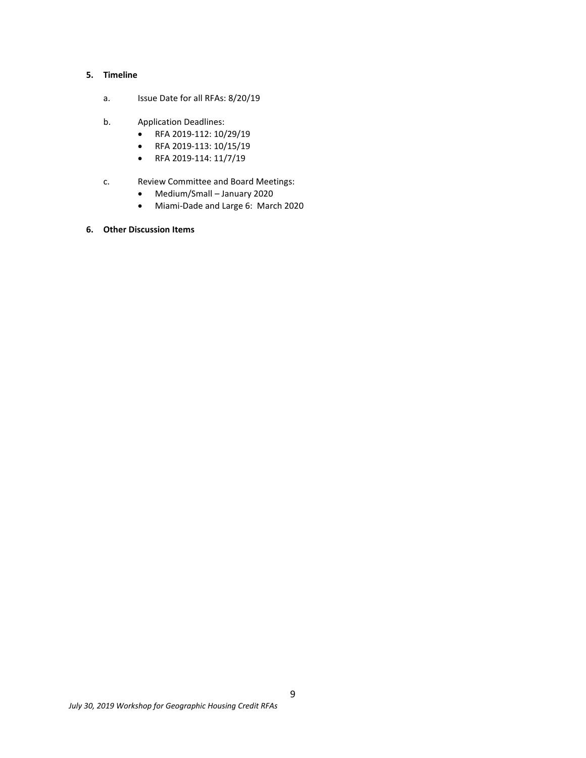## 5. Timeline

a. Issue Date for all RFAs: 8/20/19

b. Application Deadlines:

- RFA 2019-112: 10/29/19
- RFA 2019-113: 10/15/19
- RFA 2019-114: 11/7/19

c. Review Committee and Board Meetings:

- Medium/Small – January 2020
- Miami-Dade and Large 6: March 2020

## 6. Other Discussion Items